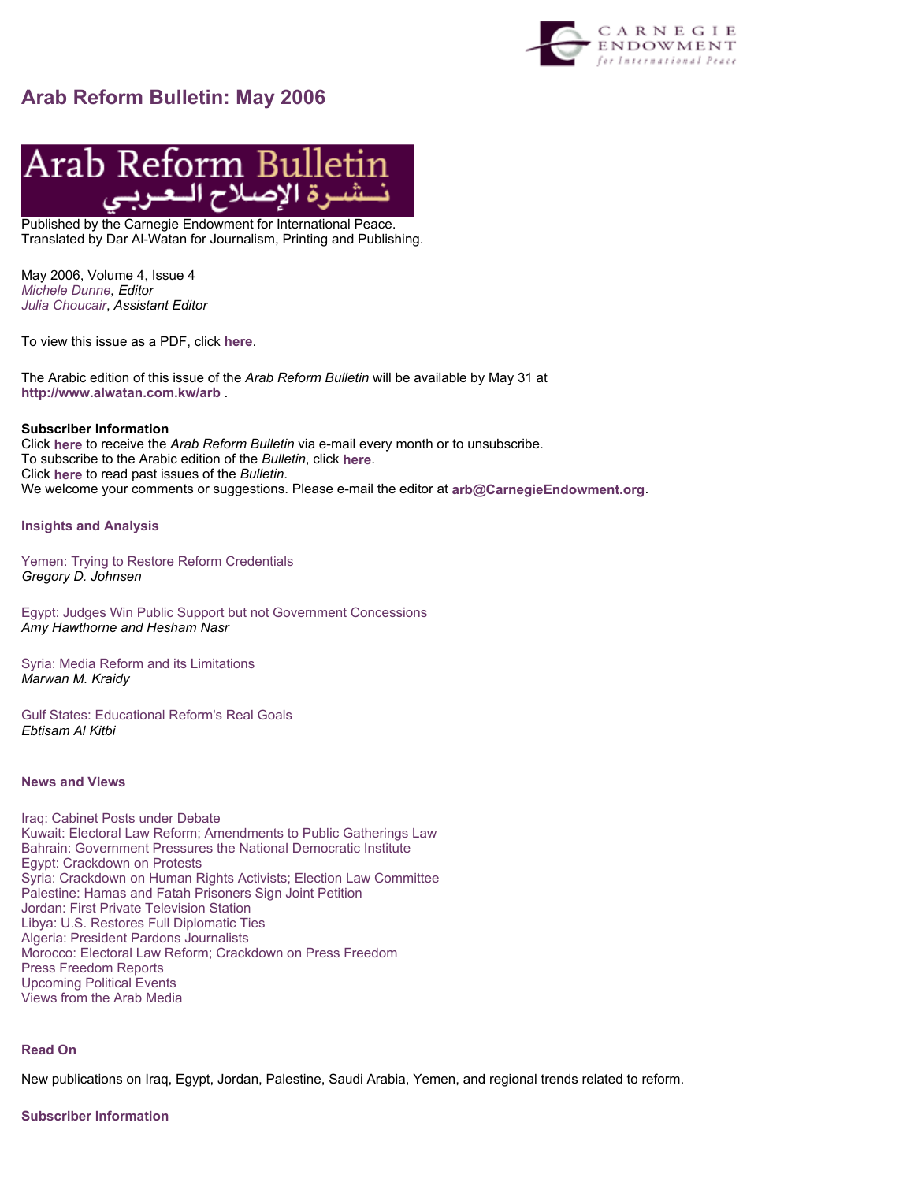# Arab Reform Bulletin: May 2006

Published by the Carnegie Endowment for International Peace.
Translated by Dar Al-Watan for Journalism, Printing and Publishing.

May 2006, Volume 4, Issue 4
*Michele Dunne, Editor*
*Julia Choucair, Assistant Editor*

To view this issue as a PDF, click **here**.

The Arabic edition of this issue of the *Arab Reform Bulletin* will be available by May 31 at **http://www.alwatan.com.kw/arb** .

**Subscriber Information**
Click **here** to receive the *Arab Reform Bulletin* via e-mail every month or to unsubscribe.
To subscribe to the Arabic edition of the *Bulletin*, click **here**.
Click **here** to read past issues of the *Bulletin*.
We welcome your comments or suggestions. Please e-mail the editor at **arb@CarnegieEndowment.org**.

### Insights and Analysis

Yemen: Trying to Restore Reform Credentials
*Gregory D. Johnsen*

Egypt: Judges Win Public Support but not Government Concessions
*Amy Hawthorne and Hesham Nasr*

Syria: Media Reform and its Limitations
*Marwan M. Kraidy*

Gulf States: Educational Reform's Real Goals
*Ebtisam Al Kitbi*

### News and Views

Iraq: Cabinet Posts under Debate
Kuwait: Electoral Law Reform; Amendments to Public Gatherings Law
Bahrain: Government Pressures the National Democratic Institute
Egypt: Crackdown on Protests
Syria: Crackdown on Human Rights Activists; Election Law Committee
Palestine: Hamas and Fatah Prisoners Sign Joint Petition
Jordan: First Private Television Station
Libya: U.S. Restores Full Diplomatic Ties
Algeria: President Pardons Journalists
Morocco: Electoral Law Reform; Crackdown on Press Freedom
Press Freedom Reports
Upcoming Political Events
Views from the Arab Media

### Read On

New publications on Iraq, Egypt, Jordan, Palestine, Saudi Arabia, Yemen, and regional trends related to reform.

### Subscriber Information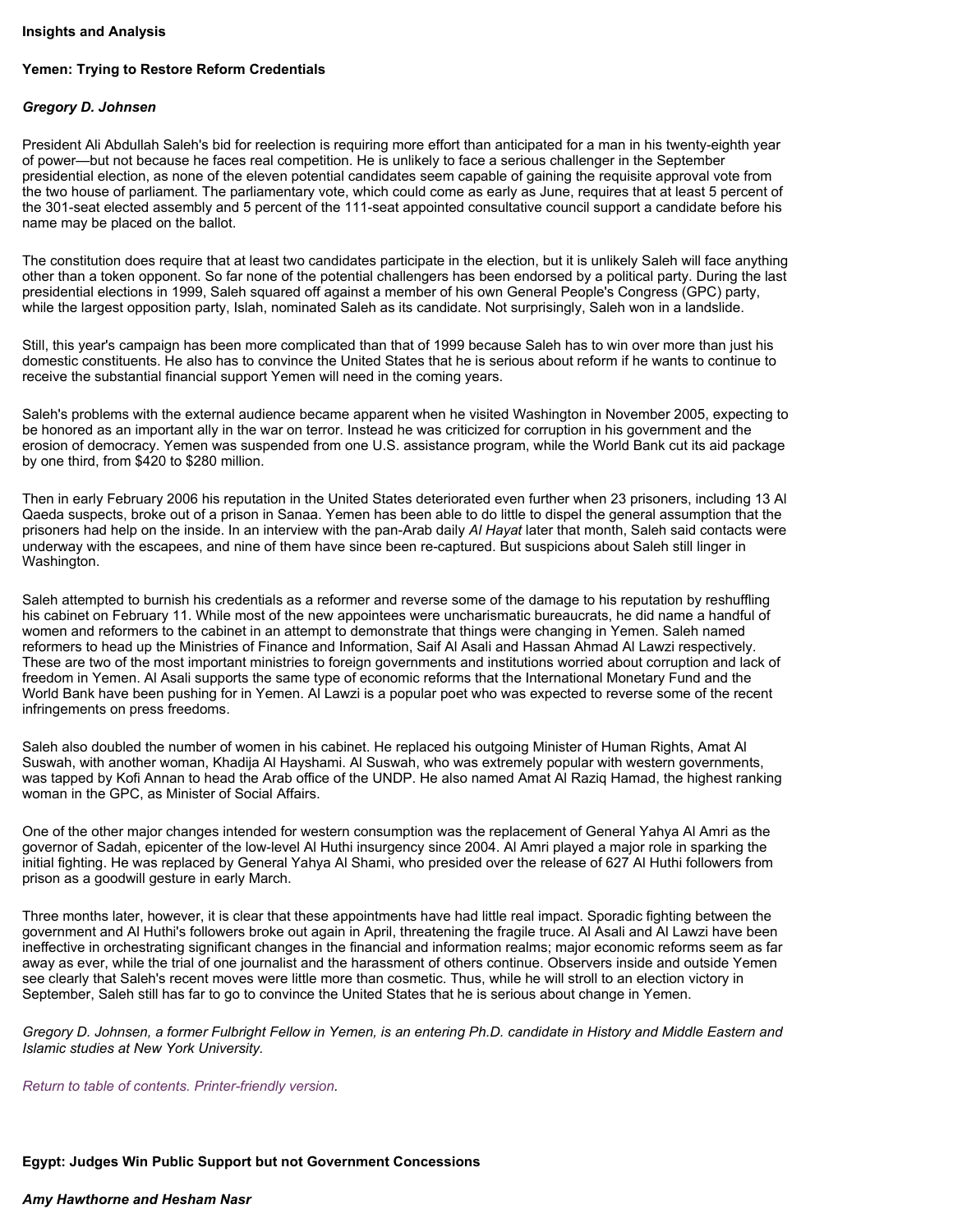**Insights and Analysis**

**Yemen: Trying to Restore Reform Credentials**

***Gregory D. Johnsen***

President Ali Abdullah Saleh's bid for reelection is requiring more effort than anticipated for a man in his twenty-eighth year of power—but not because he faces real competition. He is unlikely to face a serious challenger in the September presidential election, as none of the eleven potential candidates seem capable of gaining the requisite approval vote from the two house of parliament. The parliamentary vote, which could come as early as June, requires that at least 5 percent of the 301-seat elected assembly and 5 percent of the 111-seat appointed consultative council support a candidate before his name may be placed on the ballot.

The constitution does require that at least two candidates participate in the election, but it is unlikely Saleh will face anything other than a token opponent. So far none of the potential challengers has been endorsed by a political party. During the last presidential elections in 1999, Saleh squared off against a member of his own General People's Congress (GPC) party, while the largest opposition party, Islah, nominated Saleh as its candidate. Not surprisingly, Saleh won in a landslide.

Still, this year's campaign has been more complicated than that of 1999 because Saleh has to win over more than just his domestic constituents. He also has to convince the United States that he is serious about reform if he wants to continue to receive the substantial financial support Yemen will need in the coming years.

Saleh's problems with the external audience became apparent when he visited Washington in November 2005, expecting to be honored as an important ally in the war on terror. Instead he was criticized for corruption in his government and the erosion of democracy. Yemen was suspended from one U.S. assistance program, while the World Bank cut its aid package by one third, from $420 to $280 million.

Then in early February 2006 his reputation in the United States deteriorated even further when 23 prisoners, including 13 Al Qaeda suspects, broke out of a prison in Sanaa. Yemen has been able to do little to dispel the general assumption that the prisoners had help on the inside. In an interview with the pan-Arab daily *Al Hayat* later that month, Saleh said contacts were underway with the escapees, and nine of them have since been re-captured. But suspicions about Saleh still linger in Washington.

Saleh attempted to burnish his credentials as a reformer and reverse some of the damage to his reputation by reshuffling his cabinet on February 11. While most of the new appointees were uncharismatic bureaucrats, he did name a handful of women and reformers to the cabinet in an attempt to demonstrate that things were changing in Yemen. Saleh named reformers to head up the Ministries of Finance and Information, Saif Al Asali and Hassan Ahmad Al Lawzi respectively. These are two of the most important ministries to foreign governments and institutions worried about corruption and lack of freedom in Yemen. Al Asali supports the same type of economic reforms that the International Monetary Fund and the World Bank have been pushing for in Yemen. Al Lawzi is a popular poet who was expected to reverse some of the recent infringements on press freedoms.

Saleh also doubled the number of women in his cabinet. He replaced his outgoing Minister of Human Rights, Amat Al Suswah, with another woman, Khadija Al Hayshami. Al Suswah, who was extremely popular with western governments, was tapped by Kofi Annan to head the Arab office of the UNDP. He also named Amat Al Raziq Hamad, the highest ranking woman in the GPC, as Minister of Social Affairs.

One of the other major changes intended for western consumption was the replacement of General Yahya Al Amri as the governor of Sadah, epicenter of the low-level Al Huthi insurgency since 2004. Al Amri played a major role in sparking the initial fighting. He was replaced by General Yahya Al Shami, who presided over the release of 627 Al Huthi followers from prison as a goodwill gesture in early March.

Three months later, however, it is clear that these appointments have had little real impact. Sporadic fighting between the government and Al Huthi's followers broke out again in April, threatening the fragile truce. Al Asali and Al Lawzi have been ineffective in orchestrating significant changes in the financial and information realms; major economic reforms seem as far away as ever, while the trial of one journalist and the harassment of others continue. Observers inside and outside Yemen see clearly that Saleh's recent moves were little more than cosmetic. Thus, while he will stroll to an election victory in September, Saleh still has far to go to convince the United States that he is serious about change in Yemen.

*Gregory D. Johnsen, a former Fulbright Fellow in Yemen, is an entering Ph.D. candidate in History and Middle Eastern and Islamic studies at New York University.*

*Return to table of contents. Printer-friendly version.*

**Egypt: Judges Win Public Support but not Government Concessions**

***Amy Hawthorne and Hesham Nasr***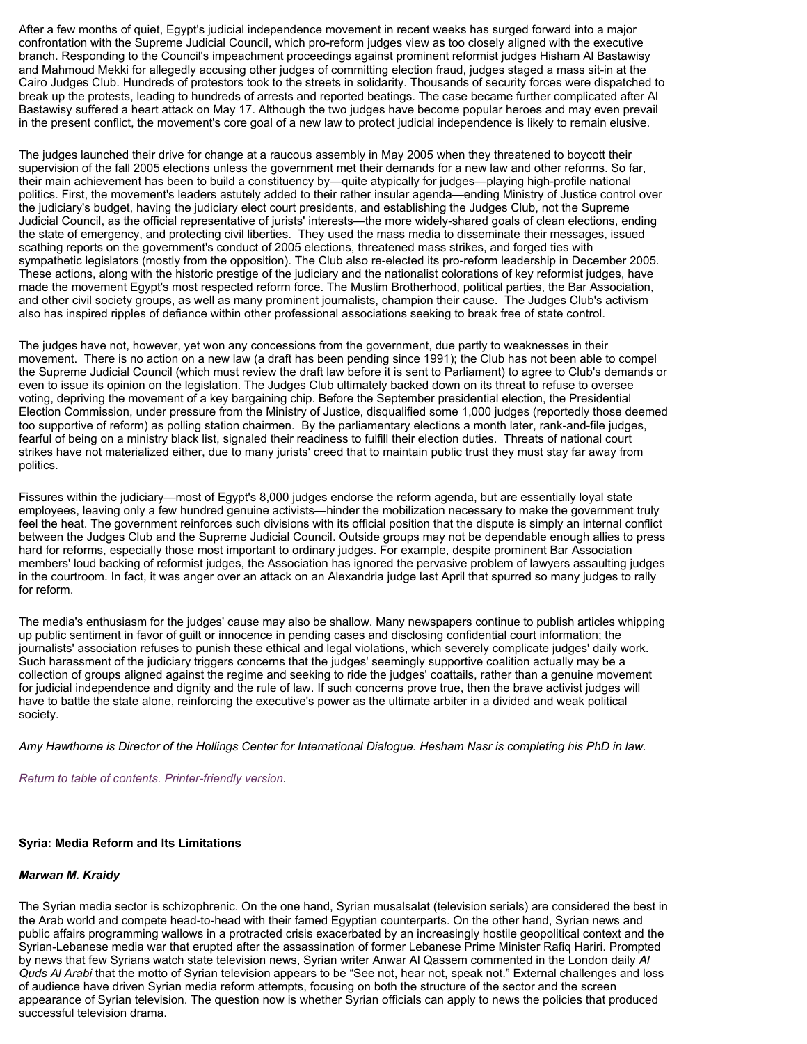After a few months of quiet, Egypt's judicial independence movement in recent weeks has surged forward into a major confrontation with the Supreme Judicial Council, which pro-reform judges view as too closely aligned with the executive branch. Responding to the Council's impeachment proceedings against prominent reformist judges Hisham Al Bastawisy and Mahmoud Mekki for allegedly accusing other judges of committing election fraud, judges staged a mass sit-in at the Cairo Judges Club. Hundreds of protestors took to the streets in solidarity. Thousands of security forces were dispatched to break up the protests, leading to hundreds of arrests and reported beatings. The case became further complicated after Al Bastawisy suffered a heart attack on May 17. Although the two judges have become popular heroes and may even prevail in the present conflict, the movement's core goal of a new law to protect judicial independence is likely to remain elusive.

The judges launched their drive for change at a raucous assembly in May 2005 when they threatened to boycott their supervision of the fall 2005 elections unless the government met their demands for a new law and other reforms. So far, their main achievement has been to build a constituency by—quite atypically for judges—playing high-profile national politics. First, the movement's leaders astutely added to their rather insular agenda—ending Ministry of Justice control over the judiciary's budget, having the judiciary elect court presidents, and establishing the Judges Club, not the Supreme Judicial Council, as the official representative of jurists' interests—the more widely-shared goals of clean elections, ending the state of emergency, and protecting civil liberties. They used the mass media to disseminate their messages, issued scathing reports on the government's conduct of 2005 elections, threatened mass strikes, and forged ties with sympathetic legislators (mostly from the opposition). The Club also re-elected its pro-reform leadership in December 2005. These actions, along with the historic prestige of the judiciary and the nationalist colorations of key reformist judges, have made the movement Egypt's most respected reform force. The Muslim Brotherhood, political parties, the Bar Association, and other civil society groups, as well as many prominent journalists, champion their cause. The Judges Club's activism also has inspired ripples of defiance within other professional associations seeking to break free of state control.

The judges have not, however, yet won any concessions from the government, due partly to weaknesses in their movement. There is no action on a new law (a draft has been pending since 1991); the Club has not been able to compel the Supreme Judicial Council (which must review the draft law before it is sent to Parliament) to agree to Club's demands or even to issue its opinion on the legislation. The Judges Club ultimately backed down on its threat to refuse to oversee voting, depriving the movement of a key bargaining chip. Before the September presidential election, the Presidential Election Commission, under pressure from the Ministry of Justice, disqualified some 1,000 judges (reportedly those deemed too supportive of reform) as polling station chairmen. By the parliamentary elections a month later, rank-and-file judges, fearful of being on a ministry black list, signaled their readiness to fulfill their election duties. Threats of national court strikes have not materialized either, due to many jurists' creed that to maintain public trust they must stay far away from politics.

Fissures within the judiciary—most of Egypt's 8,000 judges endorse the reform agenda, but are essentially loyal state employees, leaving only a few hundred genuine activists—hinder the mobilization necessary to make the government truly feel the heat. The government reinforces such divisions with its official position that the dispute is simply an internal conflict between the Judges Club and the Supreme Judicial Council. Outside groups may not be dependable enough allies to press hard for reforms, especially those most important to ordinary judges. For example, despite prominent Bar Association members' loud backing of reformist judges, the Association has ignored the pervasive problem of lawyers assaulting judges in the courtroom. In fact, it was anger over an attack on an Alexandria judge last April that spurred so many judges to rally for reform.

The media's enthusiasm for the judges' cause may also be shallow. Many newspapers continue to publish articles whipping up public sentiment in favor of guilt or innocence in pending cases and disclosing confidential court information; the journalists' association refuses to punish these ethical and legal violations, which severely complicate judges' daily work. Such harassment of the judiciary triggers concerns that the judges' seemingly supportive coalition actually may be a collection of groups aligned against the regime and seeking to ride the judges' coattails, rather than a genuine movement for judicial independence and dignity and the rule of law. If such concerns prove true, then the brave activist judges will have to battle the state alone, reinforcing the executive's power as the ultimate arbiter in a divided and weak political society.

*Amy Hawthorne is Director of the Hollings Center for International Dialogue. Hesham Nasr is completing his PhD in law.*

*Return to table of contents. Printer-friendly version.*

**Syria: Media Reform and Its Limitations**

***Marwan M. Kraidy***

The Syrian media sector is schizophrenic. On the one hand, Syrian musalsalat (television serials) are considered the best in the Arab world and compete head-to-head with their famed Egyptian counterparts. On the other hand, Syrian news and public affairs programming wallows in a protracted crisis exacerbated by an increasingly hostile geopolitical context and the Syrian-Lebanese media war that erupted after the assassination of former Lebanese Prime Minister Rafiq Hariri. Prompted by news that few Syrians watch state television news, Syrian writer Anwar Al Qassem commented in the London daily *Al Quds Al Arabi* that the motto of Syrian television appears to be "See not, hear not, speak not." External challenges and loss of audience have driven Syrian media reform attempts, focusing on both the structure of the sector and the screen appearance of Syrian television. The question now is whether Syrian officials can apply to news the policies that produced successful television drama.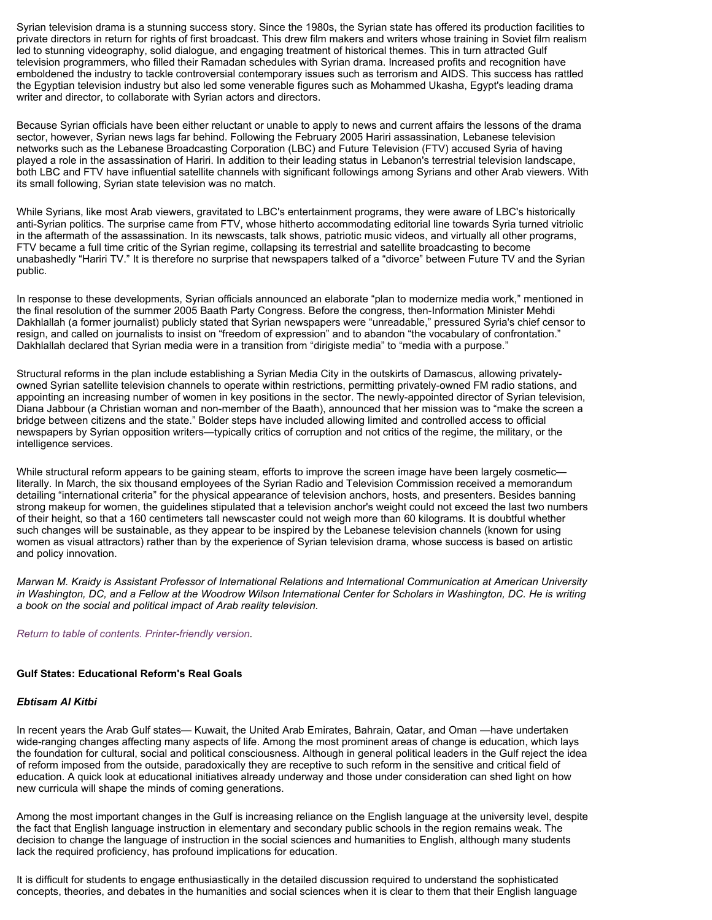Syrian television drama is a stunning success story. Since the 1980s, the Syrian state has offered its production facilities to private directors in return for rights of first broadcast. This drew film makers and writers whose training in Soviet film realism led to stunning videography, solid dialogue, and engaging treatment of historical themes. This in turn attracted Gulf television programmers, who filled their Ramadan schedules with Syrian drama. Increased profits and recognition have emboldened the industry to tackle controversial contemporary issues such as terrorism and AIDS. This success has rattled the Egyptian television industry but also led some venerable figures such as Mohammed Ukasha, Egypt's leading drama writer and director, to collaborate with Syrian actors and directors.

Because Syrian officials have been either reluctant or unable to apply to news and current affairs the lessons of the drama sector, however, Syrian news lags far behind. Following the February 2005 Hariri assassination, Lebanese television networks such as the Lebanese Broadcasting Corporation (LBC) and Future Television (FTV) accused Syria of having played a role in the assassination of Hariri. In addition to their leading status in Lebanon's terrestrial television landscape, both LBC and FTV have influential satellite channels with significant followings among Syrians and other Arab viewers. With its small following, Syrian state television was no match.

While Syrians, like most Arab viewers, gravitated to LBC's entertainment programs, they were aware of LBC's historically anti-Syrian politics. The surprise came from FTV, whose hitherto accommodating editorial line towards Syria turned vitriolic in the aftermath of the assassination. In its newscasts, talk shows, patriotic music videos, and virtually all other programs, FTV became a full time critic of the Syrian regime, collapsing its terrestrial and satellite broadcasting to become unabashedly "Hariri TV." It is therefore no surprise that newspapers talked of a "divorce" between Future TV and the Syrian public.

In response to these developments, Syrian officials announced an elaborate "plan to modernize media work," mentioned in the final resolution of the summer 2005 Baath Party Congress. Before the congress, then-Information Minister Mehdi Dakhlallah (a former journalist) publicly stated that Syrian newspapers were "unreadable," pressured Syria's chief censor to resign, and called on journalists to insist on "freedom of expression" and to abandon "the vocabulary of confrontation." Dakhlallah declared that Syrian media were in a transition from "dirigiste media" to "media with a purpose."

Structural reforms in the plan include establishing a Syrian Media City in the outskirts of Damascus, allowing privately-owned Syrian satellite television channels to operate within restrictions, permitting privately-owned FM radio stations, and appointing an increasing number of women in key positions in the sector. The newly-appointed director of Syrian television, Diana Jabbour (a Christian woman and non-member of the Baath), announced that her mission was to "make the screen a bridge between citizens and the state." Bolder steps have included allowing limited and controlled access to official newspapers by Syrian opposition writers—typically critics of corruption and not critics of the regime, the military, or the intelligence services.

While structural reform appears to be gaining steam, efforts to improve the screen image have been largely cosmetic—literally. In March, the six thousand employees of the Syrian Radio and Television Commission received a memorandum detailing "international criteria" for the physical appearance of television anchors, hosts, and presenters. Besides banning strong makeup for women, the guidelines stipulated that a television anchor's weight could not exceed the last two numbers of their height, so that a 160 centimeters tall newscaster could not weigh more than 60 kilograms. It is doubtful whether such changes will be sustainable, as they appear to be inspired by the Lebanese television channels (known for using women as visual attractors) rather than by the experience of Syrian television drama, whose success is based on artistic and policy innovation.

*Marwan M. Kraidy is Assistant Professor of International Relations and International Communication at American University in Washington, DC, and a Fellow at the Woodrow Wilson International Center for Scholars in Washington, DC. He is writing a book on the social and political impact of Arab reality television.*

*Return to table of contents. Printer-friendly version.*

**Gulf States: Educational Reform's Real Goals**

***Ebtisam Al Kitbi***

In recent years the Arab Gulf states— Kuwait, the United Arab Emirates, Bahrain, Qatar, and Oman —have undertaken wide-ranging changes affecting many aspects of life. Among the most prominent areas of change is education, which lays the foundation for cultural, social and political consciousness. Although in general political leaders in the Gulf reject the idea of reform imposed from the outside, paradoxically they are receptive to such reform in the sensitive and critical field of education. A quick look at educational initiatives already underway and those under consideration can shed light on how new curricula will shape the minds of coming generations.

Among the most important changes in the Gulf is increasing reliance on the English language at the university level, despite the fact that English language instruction in elementary and secondary public schools in the region remains weak. The decision to change the language of instruction in the social sciences and humanities to English, although many students lack the required proficiency, has profound implications for education.

It is difficult for students to engage enthusiastically in the detailed discussion required to understand the sophisticated concepts, theories, and debates in the humanities and social sciences when it is clear to them that their English language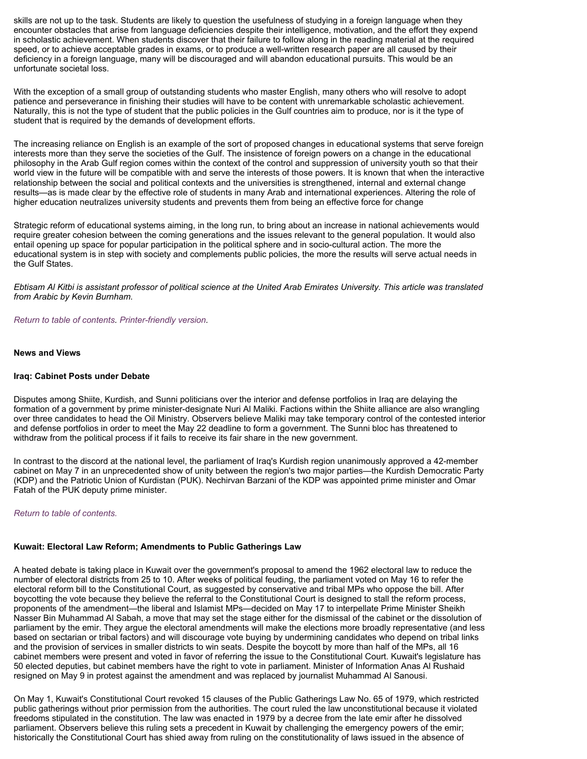skills are not up to the task. Students are likely to question the usefulness of studying in a foreign language when they encounter obstacles that arise from language deficiencies despite their intelligence, motivation, and the effort they expend in scholastic achievement. When students discover that their failure to follow along in the reading material at the required speed, or to achieve acceptable grades in exams, or to produce a well-written research paper are all caused by their deficiency in a foreign language, many will be discouraged and will abandon educational pursuits. This would be an unfortunate societal loss.

With the exception of a small group of outstanding students who master English, many others who will resolve to adopt patience and perseverance in finishing their studies will have to be content with unremarkable scholastic achievement. Naturally, this is not the type of student that the public policies in the Gulf countries aim to produce, nor is it the type of student that is required by the demands of development efforts.

The increasing reliance on English is an example of the sort of proposed changes in educational systems that serve foreign interests more than they serve the societies of the Gulf. The insistence of foreign powers on a change in the educational philosophy in the Arab Gulf region comes within the context of the control and suppression of university youth so that their world view in the future will be compatible with and serve the interests of those powers. It is known that when the interactive relationship between the social and political contexts and the universities is strengthened, internal and external change results—as is made clear by the effective role of students in many Arab and international experiences. Altering the role of higher education neutralizes university students and prevents them from being an effective force for change

Strategic reform of educational systems aiming, in the long run, to bring about an increase in national achievements would require greater cohesion between the coming generations and the issues relevant to the general population. It would also entail opening up space for popular participation in the political sphere and in socio-cultural action. The more the educational system is in step with society and complements public policies, the more the results will serve actual needs in the Gulf States.

*Ebtisam Al Kitbi is assistant professor of political science at the United Arab Emirates University. This article was translated from Arabic by Kevin Burnham.*

*Return to table of contents. Printer-friendly version.*

**News and Views**

**Iraq: Cabinet Posts under Debate**

Disputes among Shiite, Kurdish, and Sunni politicians over the interior and defense portfolios in Iraq are delaying the formation of a government by prime minister-designate Nuri Al Maliki. Factions within the Shiite alliance are also wrangling over three candidates to head the Oil Ministry. Observers believe Maliki may take temporary control of the contested interior and defense portfolios in order to meet the May 22 deadline to form a government. The Sunni bloc has threatened to withdraw from the political process if it fails to receive its fair share in the new government.

In contrast to the discord at the national level, the parliament of Iraq's Kurdish region unanimously approved a 42-member cabinet on May 7 in an unprecedented show of unity between the region's two major parties—the Kurdish Democratic Party (KDP) and the Patriotic Union of Kurdistan (PUK). Nechirvan Barzani of the KDP was appointed prime minister and Omar Fatah of the PUK deputy prime minister.

*Return to table of contents.*

**Kuwait: Electoral Law Reform; Amendments to Public Gatherings Law**

A heated debate is taking place in Kuwait over the government's proposal to amend the 1962 electoral law to reduce the number of electoral districts from 25 to 10. After weeks of political feuding, the parliament voted on May 16 to refer the electoral reform bill to the Constitutional Court, as suggested by conservative and tribal MPs who oppose the bill. After boycotting the vote because they believe the referral to the Constitutional Court is designed to stall the reform process, proponents of the amendment—the liberal and Islamist MPs—decided on May 17 to interpellate Prime Minister Sheikh Nasser Bin Muhammad Al Sabah, a move that may set the stage either for the dismissal of the cabinet or the dissolution of parliament by the emir. They argue the electoral amendments will make the elections more broadly representative (and less based on sectarian or tribal factors) and will discourage vote buying by undermining candidates who depend on tribal links and the provision of services in smaller districts to win seats. Despite the boycott by more than half of the MPs, all 16 cabinet members were present and voted in favor of referring the issue to the Constitutional Court. Kuwait's legislature has 50 elected deputies, but cabinet members have the right to vote in parliament. Minister of Information Anas Al Rushaid resigned on May 9 in protest against the amendment and was replaced by journalist Muhammad Al Sanousi.

On May 1, Kuwait's Constitutional Court revoked 15 clauses of the Public Gatherings Law No. 65 of 1979, which restricted public gatherings without prior permission from the authorities. The court ruled the law unconstitutional because it violated freedoms stipulated in the constitution. The law was enacted in 1979 by a decree from the late emir after he dissolved parliament. Observers believe this ruling sets a precedent in Kuwait by challenging the emergency powers of the emir; historically the Constitutional Court has shied away from ruling on the constitutionality of laws issued in the absence of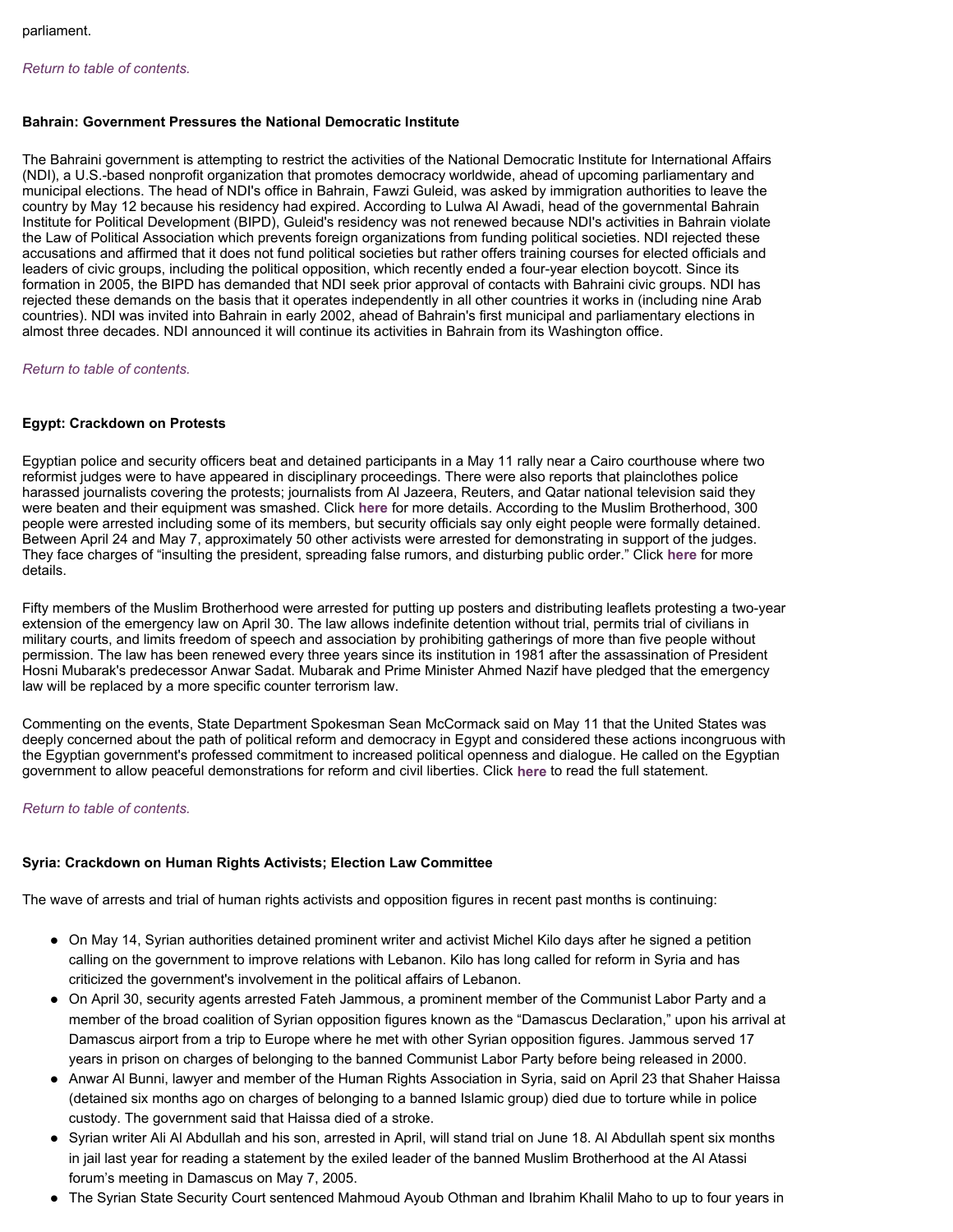parliament.

*Return to table of contents.*

**Bahrain: Government Pressures the National Democratic Institute**

The Bahraini government is attempting to restrict the activities of the National Democratic Institute for International Affairs (NDI), a U.S.-based nonprofit organization that promotes democracy worldwide, ahead of upcoming parliamentary and municipal elections. The head of NDI's office in Bahrain, Fawzi Guleid, was asked by immigration authorities to leave the country by May 12 because his residency had expired. According to Lulwa Al Awadi, head of the governmental Bahrain Institute for Political Development (BIPD), Guleid's residency was not renewed because NDI's activities in Bahrain violate the Law of Political Association which prevents foreign organizations from funding political societies. NDI rejected these accusations and affirmed that it does not fund political societies but rather offers training courses for elected officials and leaders of civic groups, including the political opposition, which recently ended a four-year election boycott. Since its formation in 2005, the BIPD has demanded that NDI seek prior approval of contacts with Bahraini civic groups. NDI has rejected these demands on the basis that it operates independently in all other countries it works in (including nine Arab countries). NDI was invited into Bahrain in early 2002, ahead of Bahrain's first municipal and parliamentary elections in almost three decades. NDI announced it will continue its activities in Bahrain from its Washington office.

*Return to table of contents.*

**Egypt: Crackdown on Protests**

Egyptian police and security officers beat and detained participants in a May 11 rally near a Cairo courthouse where two reformist judges were to have appeared in disciplinary proceedings. There were also reports that plainclothes police harassed journalists covering the protests; journalists from Al Jazeera, Reuters, and Qatar national television said they were beaten and their equipment was smashed. Click **here** for more details. According to the Muslim Brotherhood, 300 people were arrested including some of its members, but security officials say only eight people were formally detained. Between April 24 and May 7, approximately 50 other activists were arrested for demonstrating in support of the judges. They face charges of "insulting the president, spreading false rumors, and disturbing public order." Click **here** for more details.

Fifty members of the Muslim Brotherhood were arrested for putting up posters and distributing leaflets protesting a two-year extension of the emergency law on April 30. The law allows indefinite detention without trial, permits trial of civilians in military courts, and limits freedom of speech and association by prohibiting gatherings of more than five people without permission. The law has been renewed every three years since its institution in 1981 after the assassination of President Hosni Mubarak's predecessor Anwar Sadat. Mubarak and Prime Minister Ahmed Nazif have pledged that the emergency law will be replaced by a more specific counter terrorism law.

Commenting on the events, State Department Spokesman Sean McCormack said on May 11 that the United States was deeply concerned about the path of political reform and democracy in Egypt and considered these actions incongruous with the Egyptian government's professed commitment to increased political openness and dialogue. He called on the Egyptian government to allow peaceful demonstrations for reform and civil liberties. Click **here** to read the full statement.

*Return to table of contents.*

**Syria: Crackdown on Human Rights Activists; Election Law Committee**

The wave of arrests and trial of human rights activists and opposition figures in recent past months is continuing:

- On May 14, Syrian authorities detained prominent writer and activist Michel Kilo days after he signed a petition calling on the government to improve relations with Lebanon. Kilo has long called for reform in Syria and has criticized the government's involvement in the political affairs of Lebanon.
- On April 30, security agents arrested Fateh Jammous, a prominent member of the Communist Labor Party and a member of the broad coalition of Syrian opposition figures known as the "Damascus Declaration," upon his arrival at Damascus airport from a trip to Europe where he met with other Syrian opposition figures. Jammous served 17 years in prison on charges of belonging to the banned Communist Labor Party before being released in 2000.
- Anwar Al Bunni, lawyer and member of the Human Rights Association in Syria, said on April 23 that Shaher Haissa (detained six months ago on charges of belonging to a banned Islamic group) died due to torture while in police custody. The government said that Haissa died of a stroke.
- Syrian writer Ali Al Abdullah and his son, arrested in April, will stand trial on June 18. Al Abdullah spent six months in jail last year for reading a statement by the exiled leader of the banned Muslim Brotherhood at the Al Atassi forum's meeting in Damascus on May 7, 2005.
- The Syrian State Security Court sentenced Mahmoud Ayoub Othman and Ibrahim Khalil Maho to up to four years in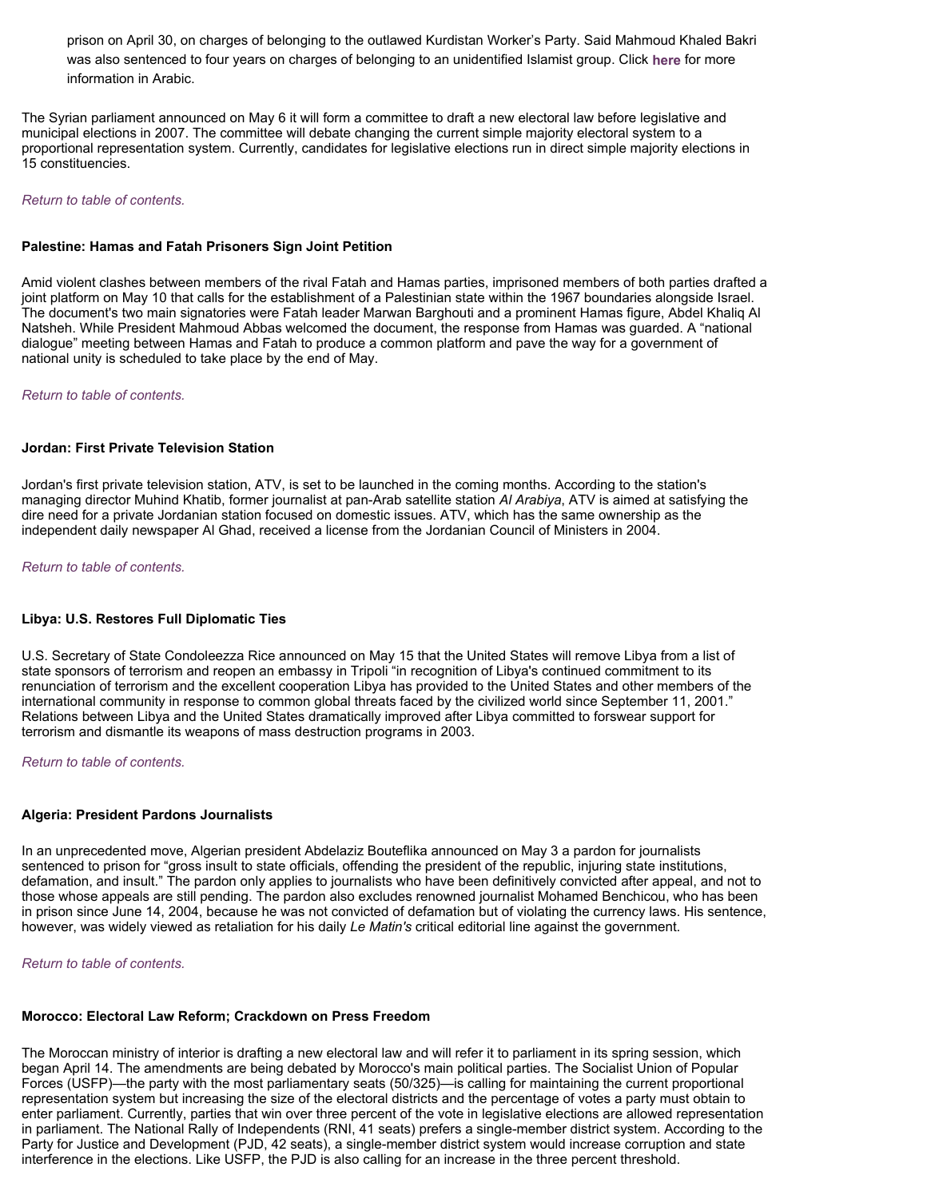prison on April 30, on charges of belonging to the outlawed Kurdistan Worker's Party. Said Mahmoud Khaled Bakri was also sentenced to four years on charges of belonging to an unidentified Islamist group. Click **here** for more information in Arabic.

The Syrian parliament announced on May 6 it will form a committee to draft a new electoral law before legislative and municipal elections in 2007. The committee will debate changing the current simple majority electoral system to a proportional representation system. Currently, candidates for legislative elections run in direct simple majority elections in 15 constituencies.

*Return to table of contents.*

**Palestine: Hamas and Fatah Prisoners Sign Joint Petition**

Amid violent clashes between members of the rival Fatah and Hamas parties, imprisoned members of both parties drafted a joint platform on May 10 that calls for the establishment of a Palestinian state within the 1967 boundaries alongside Israel. The document's two main signatories were Fatah leader Marwan Barghouti and a prominent Hamas figure, Abdel Khaliq Al Natsheh. While President Mahmoud Abbas welcomed the document, the response from Hamas was guarded. A "national dialogue" meeting between Hamas and Fatah to produce a common platform and pave the way for a government of national unity is scheduled to take place by the end of May.

*Return to table of contents.*

**Jordan: First Private Television Station**

Jordan's first private television station, ATV, is set to be launched in the coming months. According to the station's managing director Muhind Khatib, former journalist at pan-Arab satellite station *Al Arabiya*, ATV is aimed at satisfying the dire need for a private Jordanian station focused on domestic issues. ATV, which has the same ownership as the independent daily newspaper Al Ghad, received a license from the Jordanian Council of Ministers in 2004.

*Return to table of contents.*

**Libya: U.S. Restores Full Diplomatic Ties**

U.S. Secretary of State Condoleezza Rice announced on May 15 that the United States will remove Libya from a list of state sponsors of terrorism and reopen an embassy in Tripoli "in recognition of Libya's continued commitment to its renunciation of terrorism and the excellent cooperation Libya has provided to the United States and other members of the international community in response to common global threats faced by the civilized world since September 11, 2001." Relations between Libya and the United States dramatically improved after Libya committed to forswear support for terrorism and dismantle its weapons of mass destruction programs in 2003.

*Return to table of contents.*

**Algeria: President Pardons Journalists**

In an unprecedented move, Algerian president Abdelaziz Bouteflika announced on May 3 a pardon for journalists sentenced to prison for "gross insult to state officials, offending the president of the republic, injuring state institutions, defamation, and insult." The pardon only applies to journalists who have been definitively convicted after appeal, and not to those whose appeals are still pending. The pardon also excludes renowned journalist Mohamed Benchicou, who has been in prison since June 14, 2004, because he was not convicted of defamation but of violating the currency laws. His sentence, however, was widely viewed as retaliation for his daily *Le Matin's* critical editorial line against the government.

*Return to table of contents.*

**Morocco: Electoral Law Reform; Crackdown on Press Freedom**

The Moroccan ministry of interior is drafting a new electoral law and will refer it to parliament in its spring session, which began April 14. The amendments are being debated by Morocco's main political parties. The Socialist Union of Popular Forces (USFP)—the party with the most parliamentary seats (50/325)—is calling for maintaining the current proportional representation system but increasing the size of the electoral districts and the percentage of votes a party must obtain to enter parliament. Currently, parties that win over three percent of the vote in legislative elections are allowed representation in parliament. The National Rally of Independents (RNI, 41 seats) prefers a single-member district system. According to the Party for Justice and Development (PJD, 42 seats), a single-member district system would increase corruption and state interference in the elections. Like USFP, the PJD is also calling for an increase in the three percent threshold.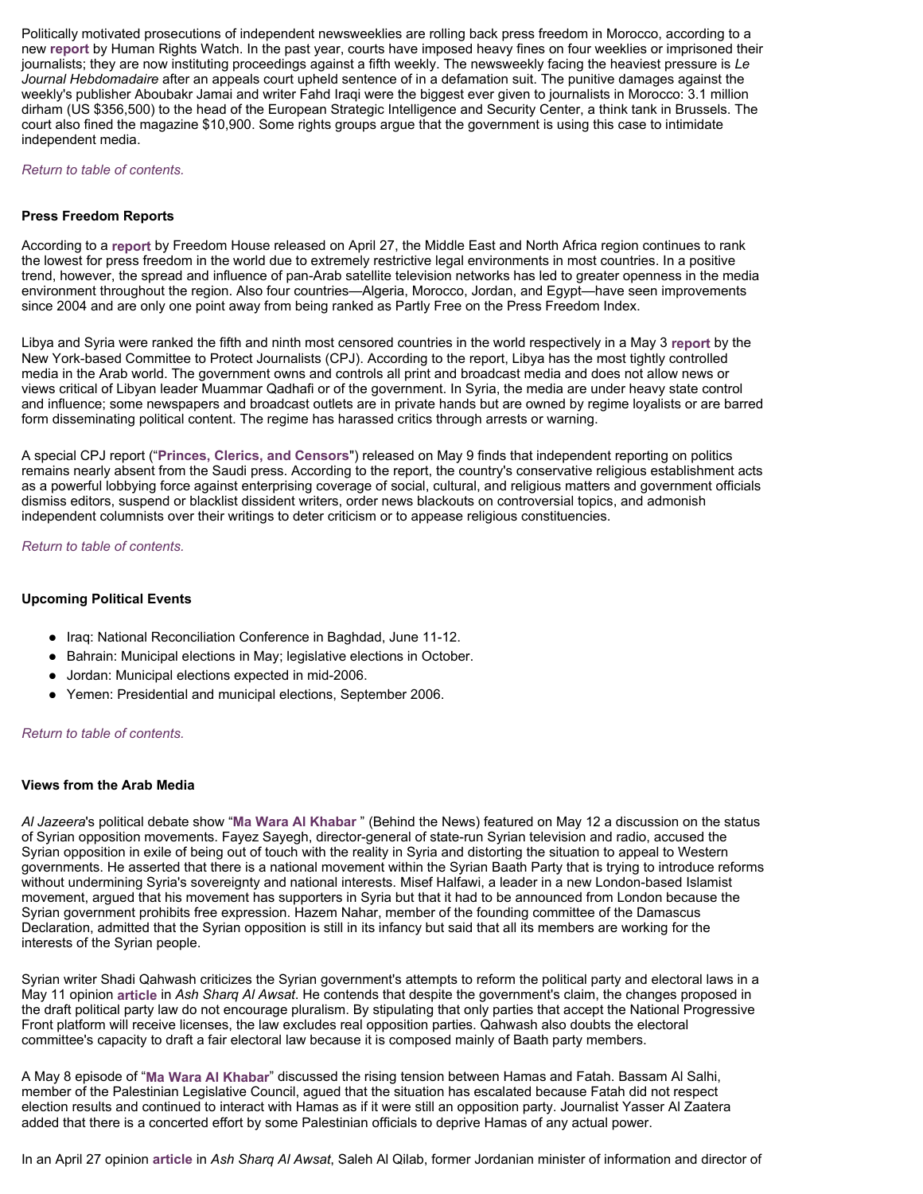Politically motivated prosecutions of independent newsweeklies are rolling back press freedom in Morocco, according to a new **report** by Human Rights Watch. In the past year, courts have imposed heavy fines on four weeklies or imprisoned their journalists; they are now instituting proceedings against a fifth weekly. The newsweekly facing the heaviest pressure is *Le Journal Hebdomadaire* after an appeals court upheld sentence of in a defamation suit. The punitive damages against the weekly's publisher Aboubakr Jamai and writer Fahd Iraqi were the biggest ever given to journalists in Morocco: 3.1 million dirham (US $356,500) to the head of the European Strategic Intelligence and Security Center, a think tank in Brussels. The court also fined the magazine $10,900. Some rights groups argue that the government is using this case to intimidate independent media.

*Return to table of contents.*

### Press Freedom Reports

According to a **report** by Freedom House released on April 27, the Middle East and North Africa region continues to rank the lowest for press freedom in the world due to extremely restrictive legal environments in most countries. In a positive trend, however, the spread and influence of pan-Arab satellite television networks has led to greater openness in the media environment throughout the region. Also four countries—Algeria, Morocco, Jordan, and Egypt—have seen improvements since 2004 and are only one point away from being ranked as Partly Free on the Press Freedom Index.

Libya and Syria were ranked the fifth and ninth most censored countries in the world respectively in a May 3 **report** by the New York-based Committee to Protect Journalists (CPJ). According to the report, Libya has the most tightly controlled media in the Arab world. The government owns and controls all print and broadcast media and does not allow news or views critical of Libyan leader Muammar Qadhafi or of the government. In Syria, the media are under heavy state control and influence; some newspapers and broadcast outlets are in private hands but are owned by regime loyalists or are barred form disseminating political content. The regime has harassed critics through arrests or warning.

A special CPJ report ("**Princes, Clerics, and Censors**") released on May 9 finds that independent reporting on politics remains nearly absent from the Saudi press. According to the report, the country's conservative religious establishment acts as a powerful lobbying force against enterprising coverage of social, cultural, and religious matters and government officials dismiss editors, suspend or blacklist dissident writers, order news blackouts on controversial topics, and admonish independent columnists over their writings to deter criticism or to appease religious constituencies.

*Return to table of contents.*

### Upcoming Political Events

- Iraq: National Reconciliation Conference in Baghdad, June 11-12.
- Bahrain: Municipal elections in May; legislative elections in October.
- Jordan: Municipal elections expected in mid-2006.
- Yemen: Presidential and municipal elections, September 2006.

*Return to table of contents.*

### Views from the Arab Media

*Al Jazeera*'s political debate show "**Ma Wara Al Khabar** " (Behind the News) featured on May 12 a discussion on the status of Syrian opposition movements. Fayez Sayegh, director-general of state-run Syrian television and radio, accused the Syrian opposition in exile of being out of touch with the reality in Syria and distorting the situation to appeal to Western governments. He asserted that there is a national movement within the Syrian Baath Party that is trying to introduce reforms without undermining Syria's sovereignty and national interests. Misef Halfawi, a leader in a new London-based Islamist movement, argued that his movement has supporters in Syria but that it had to be announced from London because the Syrian government prohibits free expression. Hazem Nahar, member of the founding committee of the Damascus Declaration, admitted that the Syrian opposition is still in its infancy but said that all its members are working for the interests of the Syrian people.

Syrian writer Shadi Qahwash criticizes the Syrian government's attempts to reform the political party and electoral laws in a May 11 opinion **article** in *Ash Sharq Al Awsat*. He contends that despite the government's claim, the changes proposed in the draft political party law do not encourage pluralism. By stipulating that only parties that accept the National Progressive Front platform will receive licenses, the law excludes real opposition parties. Qahwash also doubts the electoral committee's capacity to draft a fair electoral law because it is composed mainly of Baath party members.

A May 8 episode of "**Ma Wara Al Khabar**" discussed the rising tension between Hamas and Fatah. Bassam Al Salhi, member of the Palestinian Legislative Council, agued that the situation has escalated because Fatah did not respect election results and continued to interact with Hamas as if it were still an opposition party. Journalist Yasser Al Zaatera added that there is a concerted effort by some Palestinian officials to deprive Hamas of any actual power.

In an April 27 opinion **article** in *Ash Sharq Al Awsat*, Saleh Al Qilab, former Jordanian minister of information and director of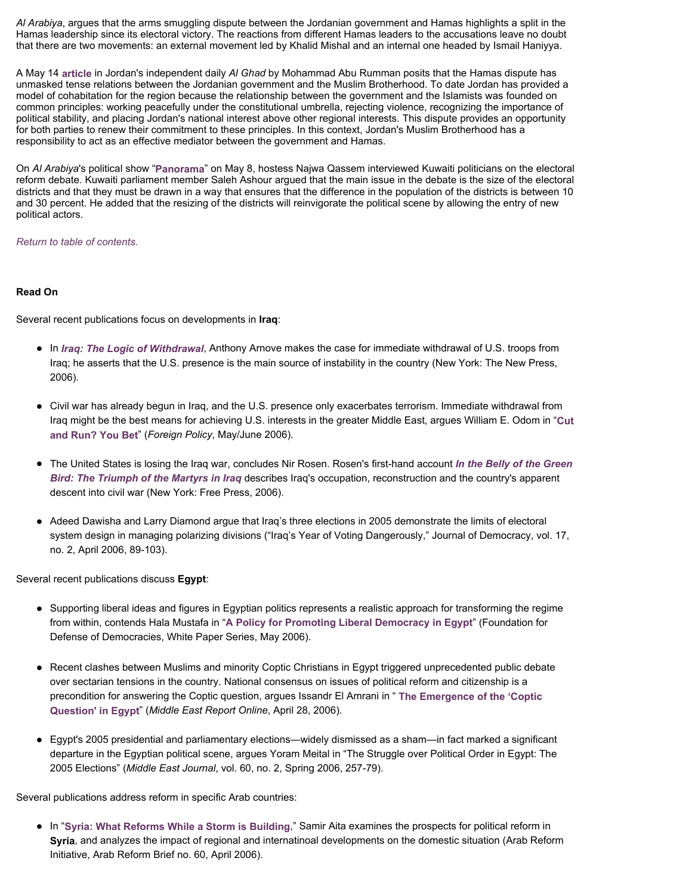*Al Arabiya*, argues that the arms smuggling dispute between the Jordanian government and Hamas highlights a split in the Hamas leadership since its electoral victory. The reactions from different Hamas leaders to the accusations leave no doubt that there are two movements: an external movement led by Khalid Mishal and an internal one headed by Ismail Haniyya.

A May 14 **article** in Jordan's independent daily *Al Ghad* by Mohammad Abu Rumman posits that the Hamas dispute has unmasked tense relations between the Jordanian government and the Muslim Brotherhood. To date Jordan has provided a model of cohabitation for the region because the relationship between the government and the Islamists was founded on common principles: working peacefully under the constitutional umbrella, rejecting violence, recognizing the importance of political stability, and placing Jordan's national interest above other regional interests. This dispute provides an opportunity for both parties to renew their commitment to these principles. In this context, Jordan's Muslim Brotherhood has a responsibility to act as an effective mediator between the government and Hamas.

On *Al Arabiya*'s political show "**Panorama**" on May 8, hostess Najwa Qassem interviewed Kuwaiti politicians on the electoral reform debate. Kuwaiti parliament member Saleh Ashour argued that the main issue in the debate is the size of the electoral districts and that they must be drawn in a way that ensures that the difference in the population of the districts is between 10 and 30 percent. He added that the resizing of the districts will reinvigorate the political scene by allowing the entry of new political actors.

*Return to table of contents.*

**Read On**

Several recent publications focus on developments in **Iraq**:

- In ***Iraq: The Logic of Withdrawal***, Anthony Arnove makes the case for immediate withdrawal of U.S. troops from Iraq; he asserts that the U.S. presence is the main source of instability in the country (New York: The New Press, 2006).

- Civil war has already begun in Iraq, and the U.S. presence only exacerbates terrorism. Immediate withdrawal from Iraq might be the best means for achieving U.S. interests in the greater Middle East, argues William E. Odom in "**Cut and Run? You Bet**" (*Foreign Policy*, May/June 2006).

- The United States is losing the Iraq war, concludes Nir Rosen. Rosen's first-hand account ***In the Belly of the Green Bird: The Triumph of the Martyrs in Iraq*** describes Iraq's occupation, reconstruction and the country's apparent descent into civil war (New York: Free Press, 2006).

- Adeed Dawisha and Larry Diamond argue that Iraq's three elections in 2005 demonstrate the limits of electoral system design in managing polarizing divisions ("Iraq's Year of Voting Dangerously," Journal of Democracy, vol. 17, no. 2, April 2006, 89-103).

Several recent publications discuss **Egypt**:

- Supporting liberal ideas and figures in Egyptian politics represents a realistic approach for transforming the regime from within, contends Hala Mustafa in "**A Policy for Promoting Liberal Democracy in Egypt**" (Foundation for Defense of Democracies, White Paper Series, May 2006).

- Recent clashes between Muslims and minority Coptic Christians in Egypt triggered unprecedented public debate over sectarian tensions in the country. National consensus on issues of political reform and citizenship is a precondition for answering the Coptic question, argues Issandr El Amrani in " **The Emergence of the 'Coptic Question' in Egypt**" (*Middle East Report Online*, April 28, 2006).

- Egypt's 2005 presidential and parliamentary elections—widely dismissed as a sham—in fact marked a significant departure in the Egyptian political scene, argues Yoram Meital in "The Struggle over Political Order in Egypt: The 2005 Elections" (*Middle East Journal*, vol. 60, no. 2, Spring 2006, 257-79).

Several publications address reform in specific Arab countries:

- In "**Syria: What Reforms While a Storm is Building,**" Samir Aita examines the prospects for political reform in **Syria**, and analyzes the impact of regional and internatinoal developments on the domestic situation (Arab Reform Initiative, Arab Reform Brief no. 60, April 2006).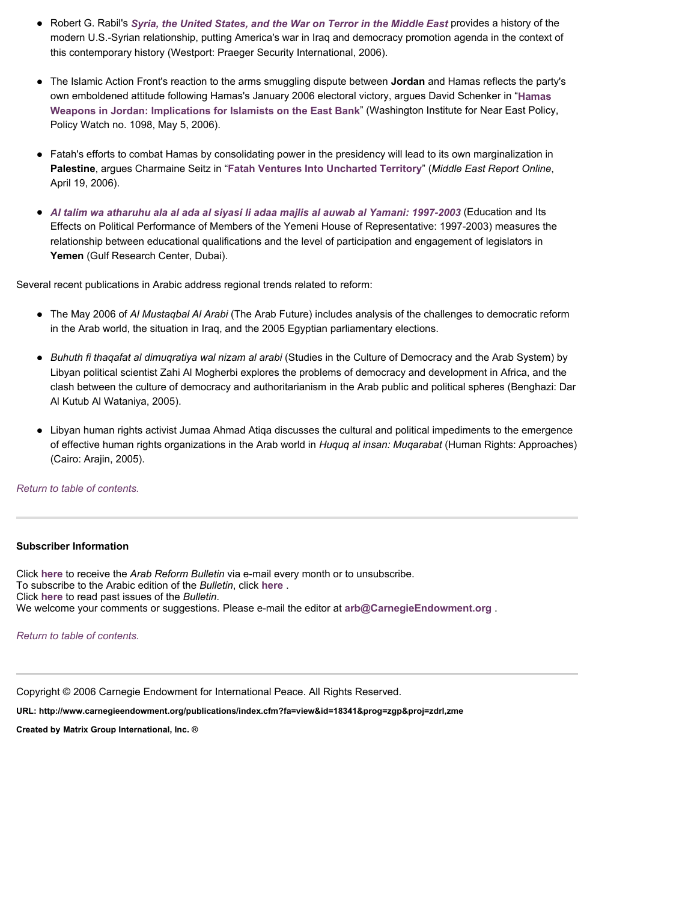- Robert G. Rabil's ***Syria, the United States, and the War on Terror in the Middle East*** provides a history of the modern U.S.-Syrian relationship, putting America's war in Iraq and democracy promotion agenda in the context of this contemporary history (Westport: Praeger Security International, 2006).

- The Islamic Action Front's reaction to the arms smuggling dispute between **Jordan** and Hamas reflects the party's own emboldened attitude following Hamas's January 2006 electoral victory, argues David Schenker in "**Hamas Weapons in Jordan: Implications for Islamists on the East Bank**" (Washington Institute for Near East Policy, Policy Watch no. 1098, May 5, 2006).

- Fatah's efforts to combat Hamas by consolidating power in the presidency will lead to its own marginalization in **Palestine**, argues Charmaine Seitz in "**Fatah Ventures Into Uncharted Territory**" (*Middle East Report Online*, April 19, 2006).

- ***Al talim wa atharuhu ala al ada al siyasi li adaa majlis al auwab al Yamani: 1997-2003*** (Education and Its Effects on Political Performance of Members of the Yemeni House of Representative: 1997-2003) measures the relationship between educational qualifications and the level of participation and engagement of legislators in **Yemen** (Gulf Research Center, Dubai).

Several recent publications in Arabic address regional trends related to reform:

- The May 2006 of *Al Mustaqbal Al Arabi* (The Arab Future) includes analysis of the challenges to democratic reform in the Arab world, the situation in Iraq, and the 2005 Egyptian parliamentary elections.

- *Buhuth fi thaqafat al dimuqratiya wal nizam al arabi* (Studies in the Culture of Democracy and the Arab System) by Libyan political scientist Zahi Al Mogherbi explores the problems of democracy and development in Africa, and the clash between the culture of democracy and authoritarianism in the Arab public and political spheres (Benghazi: Dar Al Kutub Al Wataniya, 2005).

- Libyan human rights activist Jumaa Ahmad Atiqa discusses the cultural and political impediments to the emergence of effective human rights organizations in the Arab world in *Huquq al insan: Muqarabat* (Human Rights: Approaches) (Cairo: Arajin, 2005).

*Return to table of contents.*

---

**Subscriber Information**

Click **here** to receive the *Arab Reform Bulletin* via e-mail every month or to unsubscribe.
To subscribe to the Arabic edition of the *Bulletin*, click **here** .
Click **here** to read past issues of the *Bulletin*.
We welcome your comments or suggestions. Please e-mail the editor at **arb@CarnegieEndowment.org** .

*Return to table of contents.*

---

Copyright © 2006 Carnegie Endowment for International Peace. All Rights Reserved.

**URL: http://www.carnegieendowment.org/publications/index.cfm?fa=view&id=18341&prog=zgp&proj=zdrl,zme**

**Created by Matrix Group International, Inc. ®**